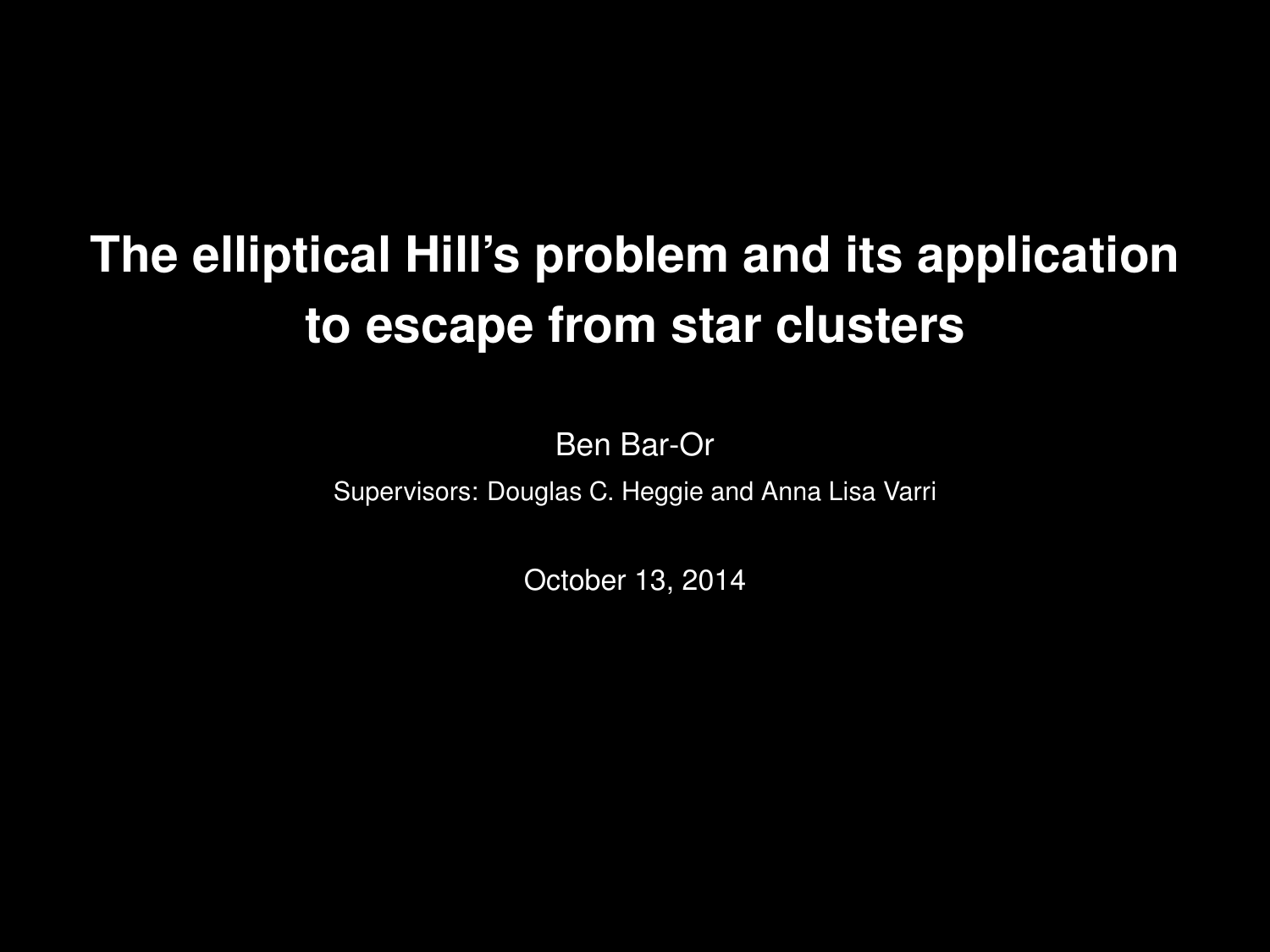# The elliptical Hill's problem and its application to escape from star clusters

Ben Bar-Or

Supervisors: Douglas C. Heggie and Anna Lisa Varri

October 13, 2014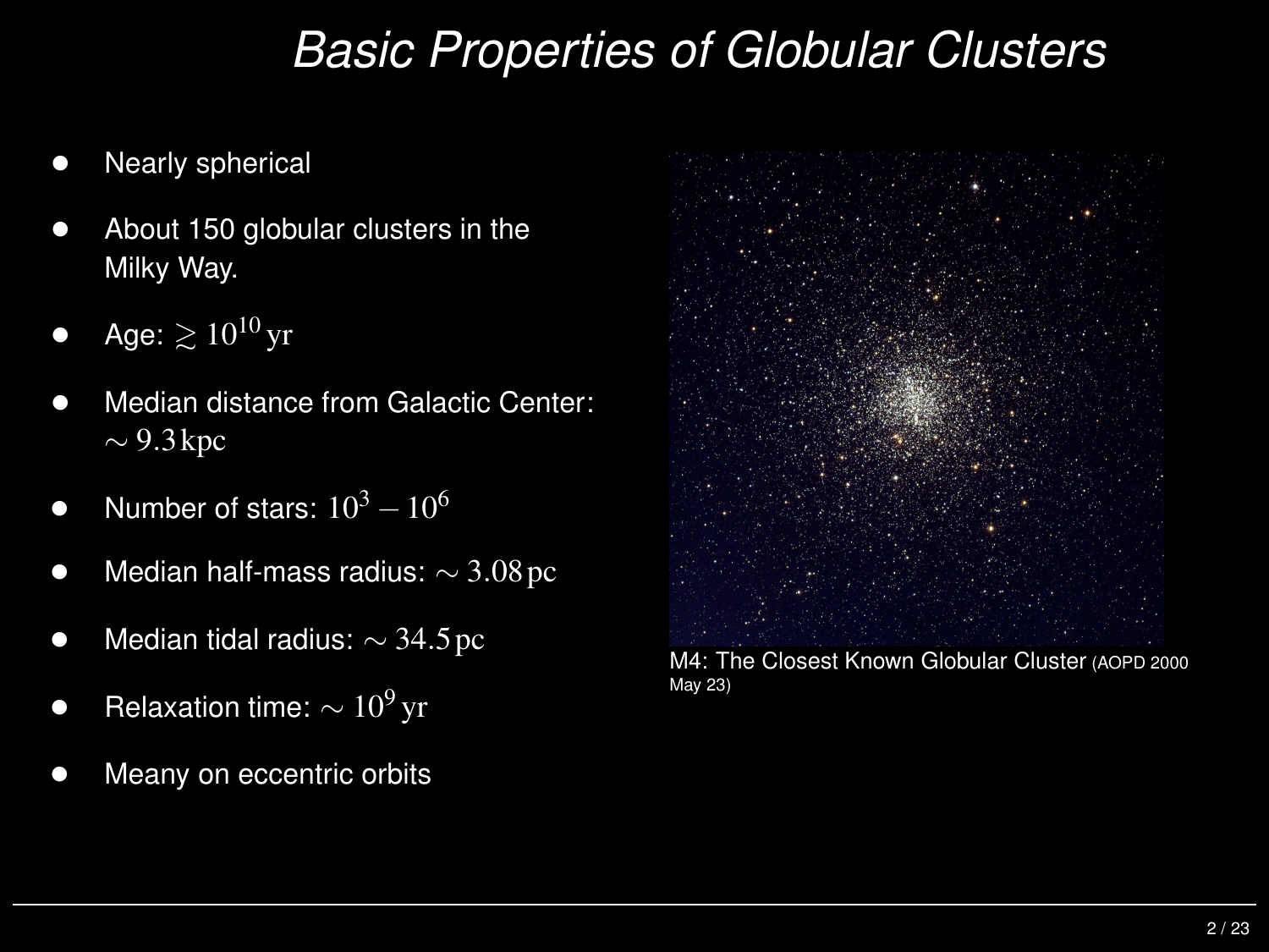# Basic Properties of Globular Clusters

- Nearly spherical
- About 150 globular clusters in the Milky Way.
- Age: $\gtrsim 10^{10}\,\mathrm{yr}$
- Median distance from Galactic Center: $\sim 9.3\,\mathrm{kpc}$
- Number of stars: $10^3 - 10^6$
- Median half-mass radius: $\sim 3.08\,\mathrm{pc}$
- Median tidal radius: $\sim 34.5\,\mathrm{pc}$
- Relaxation time: $\sim 10^9\,\mathrm{yr}$
- Meany on eccentric orbits

M4: The Closest Known Globular Cluster (AOPD 2000 May 23)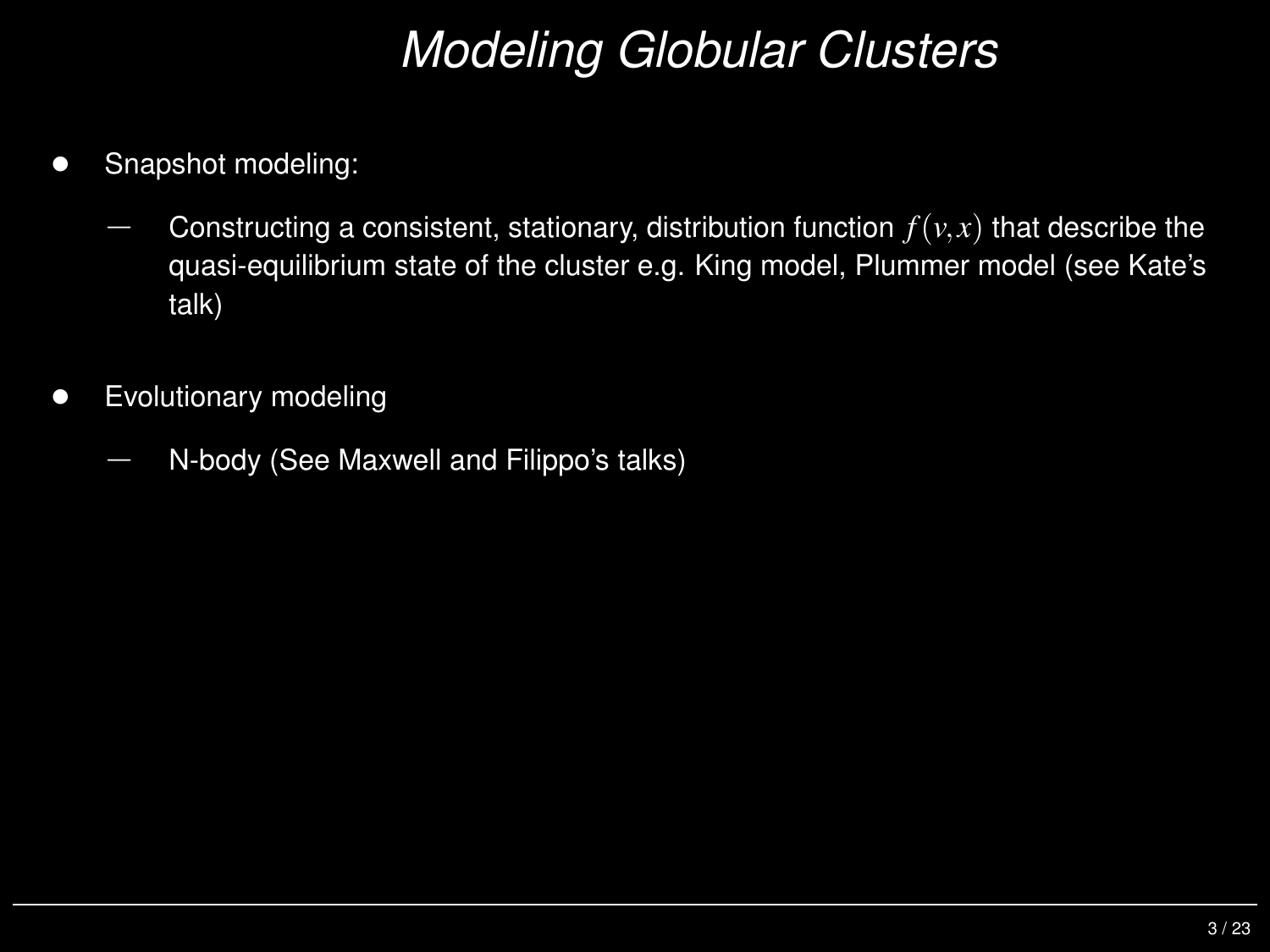# *Modeling Globular Clusters*

- Snapshot modeling:
  - Constructing a consistent, stationary, distribution function $f(v,x)$ that describe the quasi-equilibrium state of the cluster e.g. King model, Plummer model (see Kate's talk)
- Evolutionary modeling
  - N-body (See Maxwell and Filippo's talks)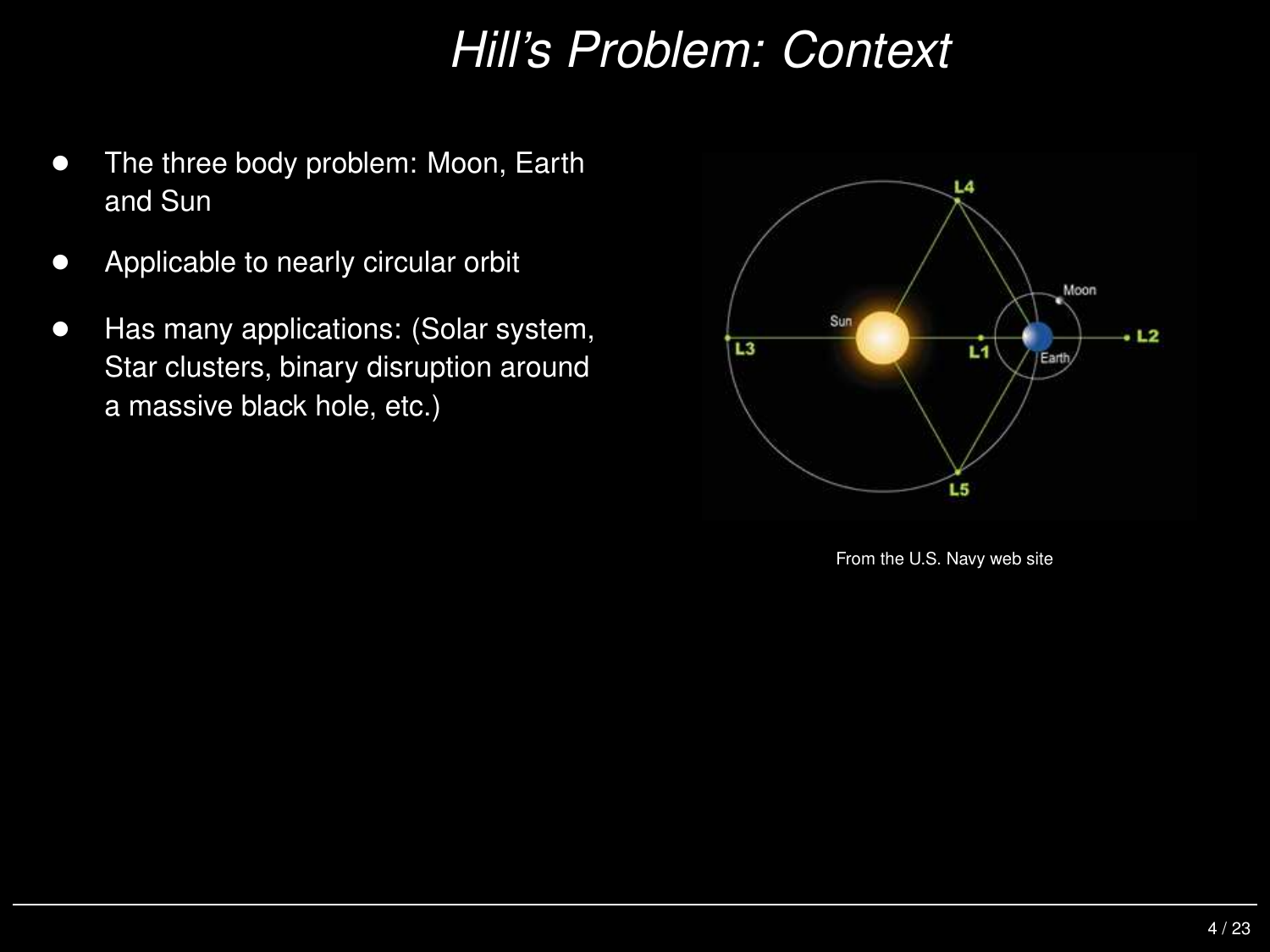# Hill's Problem: Context

- The three body problem: Moon, Earth and Sun
- Applicable to nearly circular orbit
- Has many applications: (Solar system, Star clusters, binary disruption around a massive black hole, etc.)

From the U.S. Navy web site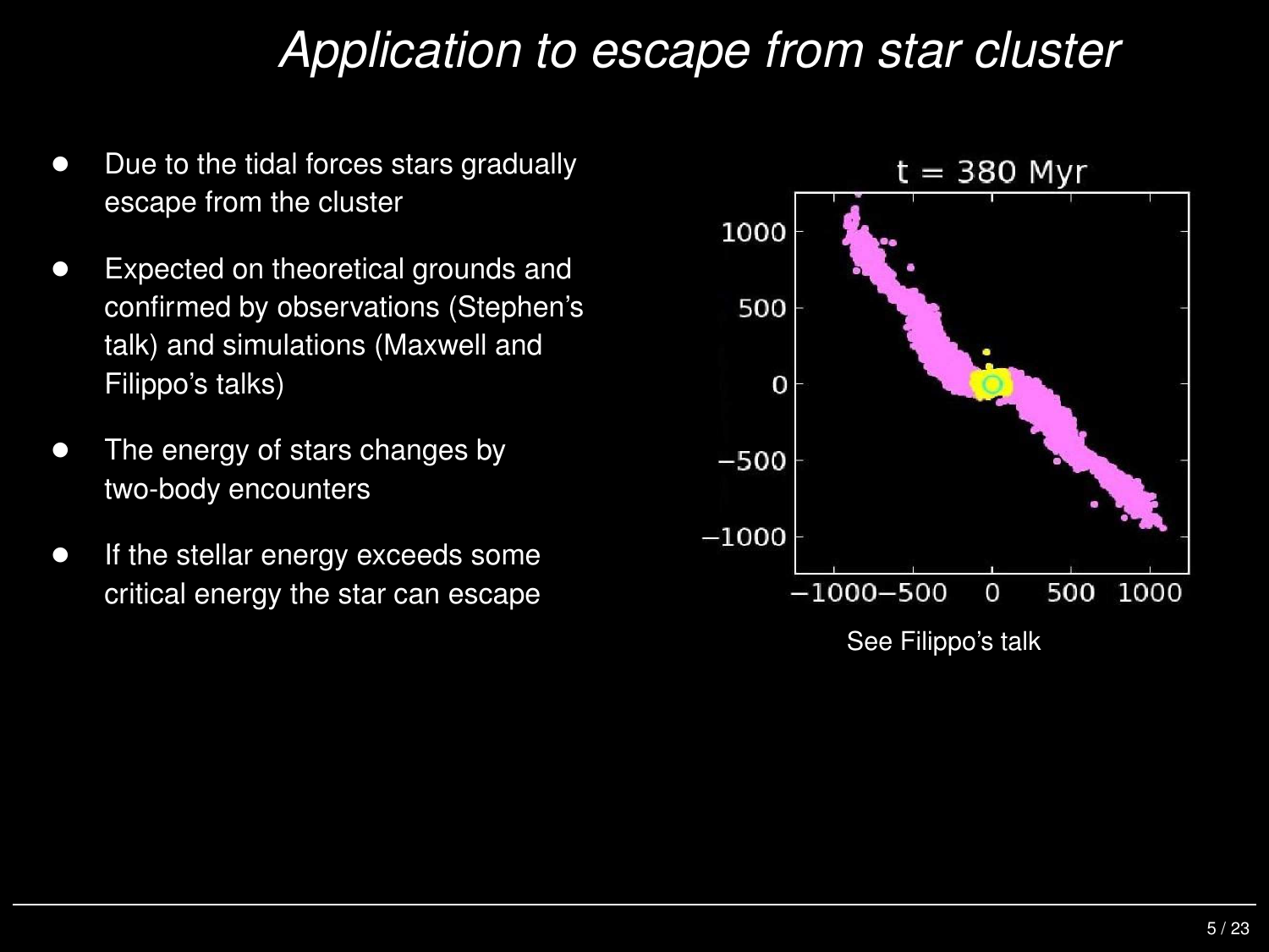# *Application to escape from star cluster*

- Due to the tidal forces stars gradually escape from the cluster
- Expected on theoretical grounds and confirmed by observations (Stephen's talk) and simulations (Maxwell and Filippo's talks)
- The energy of stars changes by two-body encounters
- If the stellar energy exceeds some critical energy the star can escape

See Filippo's talk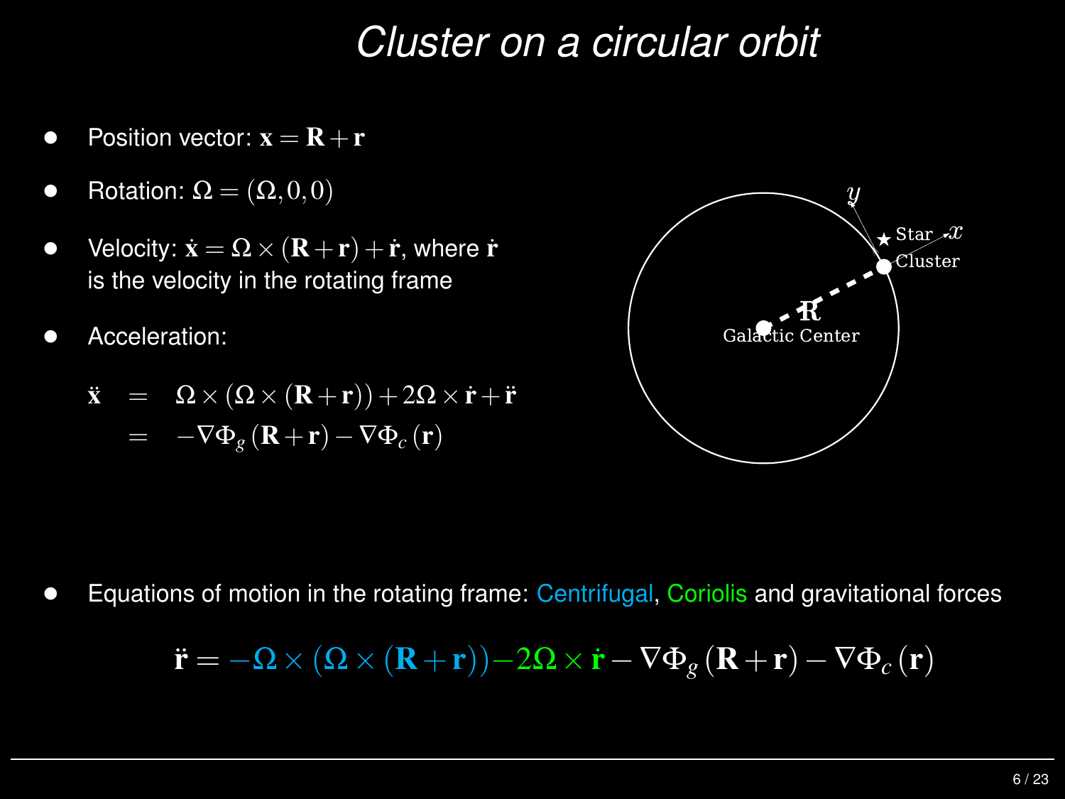# *Cluster on a circular orbit*

- Position vector: $\mathbf{x} = \mathbf{R} + \mathbf{r}$
- Rotation: $\Omega = (\Omega, 0, 0)$
- Velocity: $\dot{\mathbf{x}} = \Omega \times (\mathbf{R} + \mathbf{r}) + \dot{\mathbf{r}}$, where $\dot{\mathbf{r}}$ is the velocity in the rotating frame
- Acceleration:

$$
\begin{aligned}
\ddot{\mathbf{x}} &= \Omega \times (\Omega \times (\mathbf{R} + \mathbf{r})) + 2\Omega \times \dot{\mathbf{r}} + \ddot{\mathbf{r}} \\
&= -\nabla \Phi_g (\mathbf{R} + \mathbf{r}) - \nabla \Phi_c (\mathbf{r})
\end{aligned}
$$

- Equations of motion in the rotating frame: Centrifugal, Coriolis and gravitational forces

$$
\ddot{\mathbf{r}} = -\Omega \times (\Omega \times (\mathbf{R} + \mathbf{r})) - 2\Omega \times \dot{\mathbf{r}} - \nabla \Phi_g (\mathbf{R} + \mathbf{r}) - \nabla \Phi_c (\mathbf{r})
$$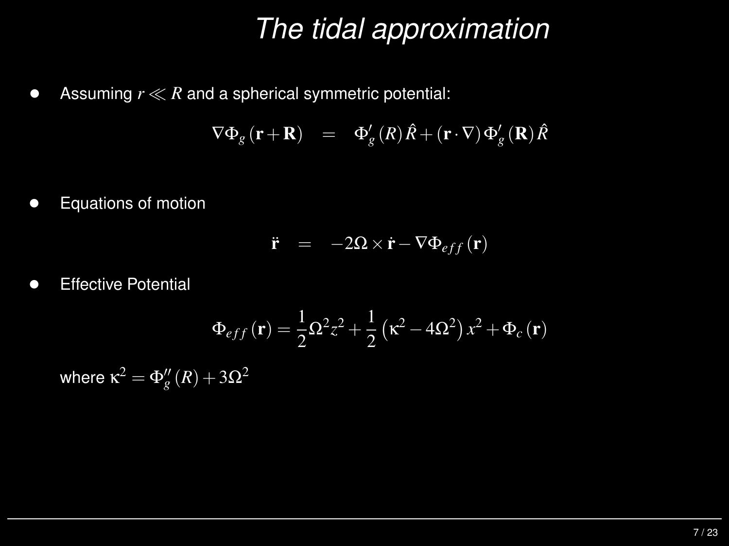# *The tidal approximation*

- Assuming $r \ll R$ and a spherical symmetric potential:

$$\nabla \Phi_g (\mathbf{r} + \mathbf{R}) \quad = \quad \Phi_g' (R) \hat{R} + (\mathbf{r} \cdot \nabla) \Phi_g' (\mathbf{R}) \hat{R}$$

- Equations of motion

$$\ddot{\mathbf{r}} \quad = \quad -2\Omega \times \dot{\mathbf{r}} - \nabla \Phi_{eff} (\mathbf{r})$$

- Effective Potential

$$\Phi_{eff} (\mathbf{r}) = \frac{1}{2} \Omega^2 z^2 + \frac{1}{2} \left( \kappa^2 - 4\Omega^2 \right) x^2 + \Phi_c (\mathbf{r})$$

where $\kappa^2 = \Phi_g'' (R) + 3\Omega^2$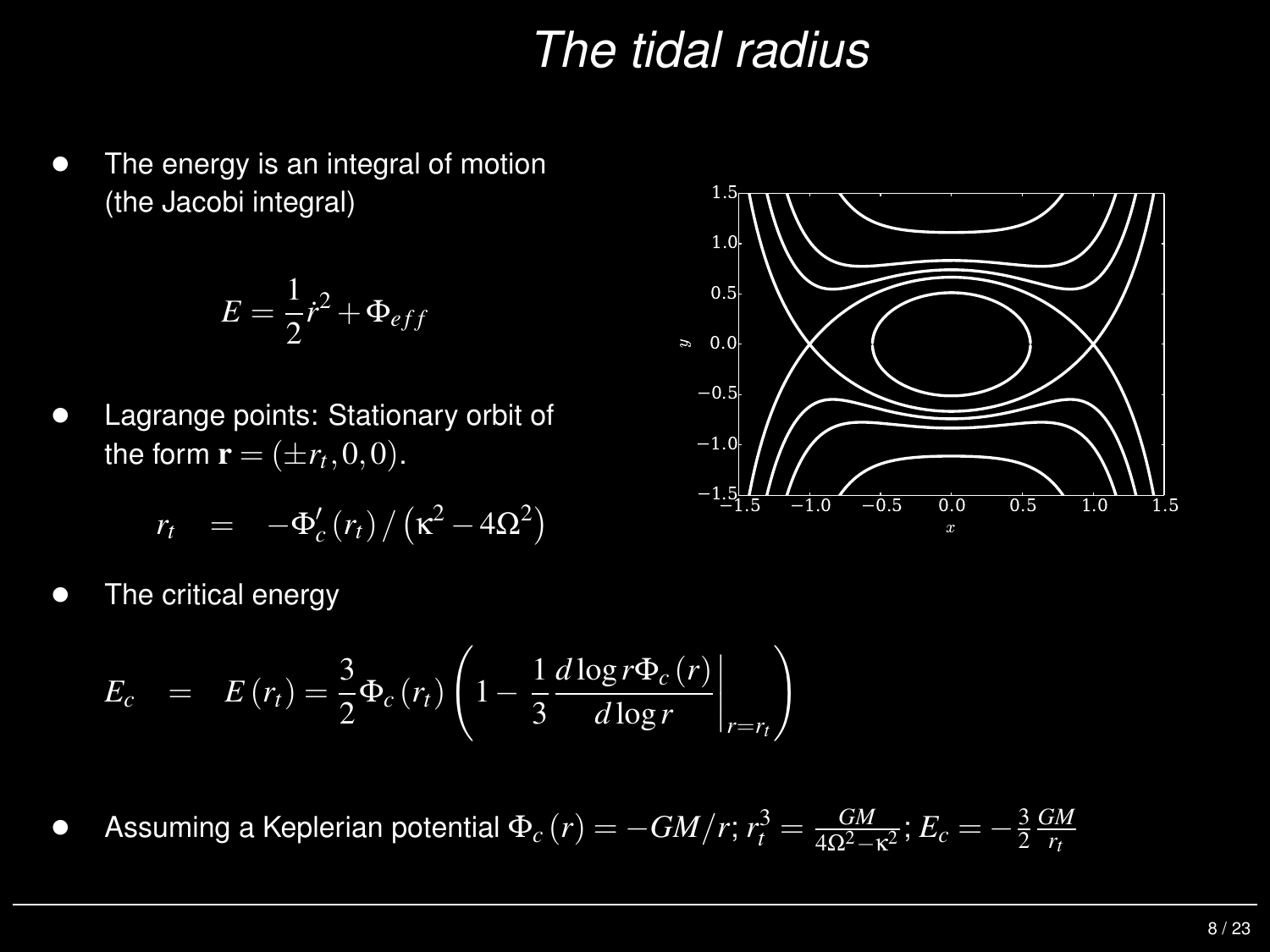# The tidal radius

- The energy is an integral of motion (the Jacobi integral)

$$E = \frac{1}{2}\dot{r}^2 + \Phi_{eff}$$

- Lagrange points: Stationary orbit of the form $\mathbf{r} = (\pm r_t, 0, 0)$.

$$r_t = -\Phi_c'(r_t) / \left(\kappa^2 - 4\Omega^2\right)$$

- The critical energy

$$E_c = E(r_t) = \frac{3}{2}\Phi_c(r_t)\left(1 - \frac{1}{3}\frac{d\log r\Phi_c(r)}{d\log r}\bigg|_{r=r_t}\right)$$

- Assuming a Keplerian potential $\Phi_c(r) = -GM/r$; $r_t^3 = \frac{GM}{4\Omega^2 - \kappa^2}$; $E_c = -\frac{3}{2}\frac{GM}{r_t}$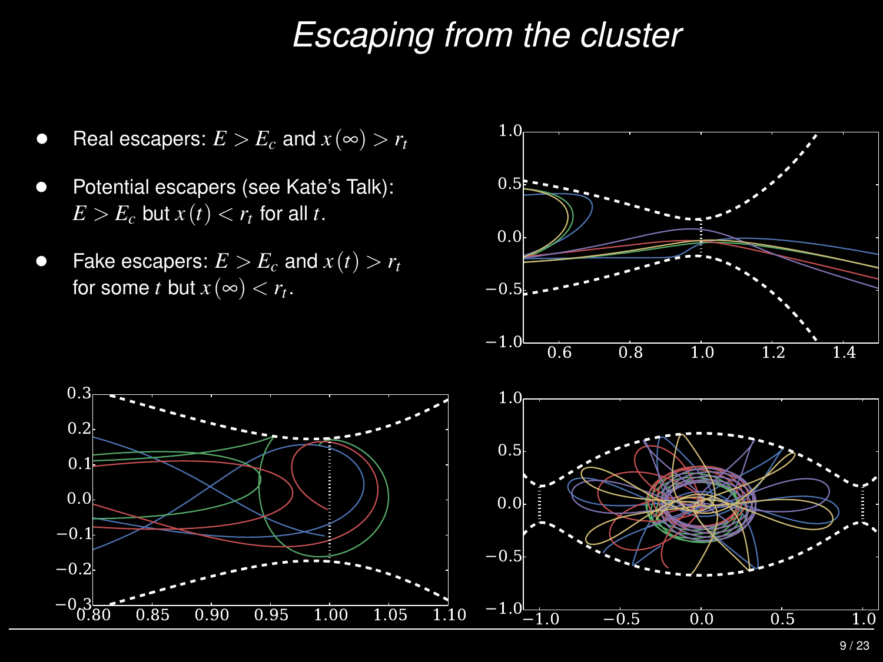# Escaping from the cluster

- Real escapers: $E > E_c$ and $x(\infty) > r_t$
- Potential escapers (see Kate's Talk): $E > E_c$ but $x(t) < r_t$ for all $t$.
- Fake escapers: $E > E_c$ and $x(t) > r_t$ for some $t$ but $x(\infty) < r_t$.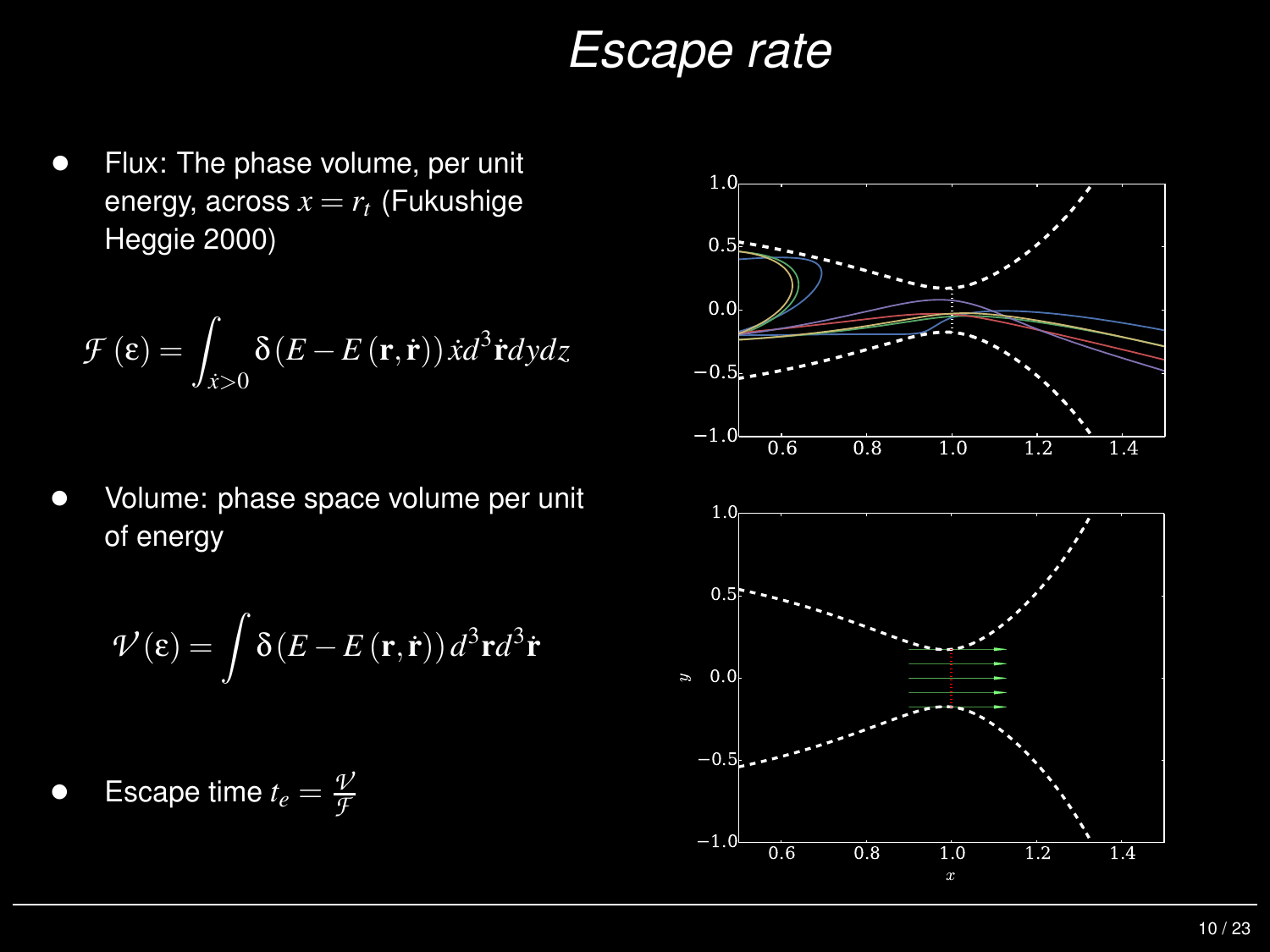# Escape rate

- Flux: The phase volume, per unit energy, across $x = r_t$ (Fukushige Heggie 2000)

$$\mathcal{F}(\varepsilon) = \int_{\dot{x}>0} \delta\left(E - E\left(\mathbf{r}, \dot{\mathbf{r}}\right)\right) \dot{x} d^3\dot{\mathbf{r}} dy dz$$

- Volume: phase space volume per unit of energy

$$\mathcal{V}(\varepsilon) = \int \delta\left(E - E\left(\mathbf{r}, \dot{\mathbf{r}}\right)\right) d^3\mathbf{r} d^3\dot{\mathbf{r}}$$

- Escape time $t_e = \frac{\mathcal{V}}{\mathcal{F}}$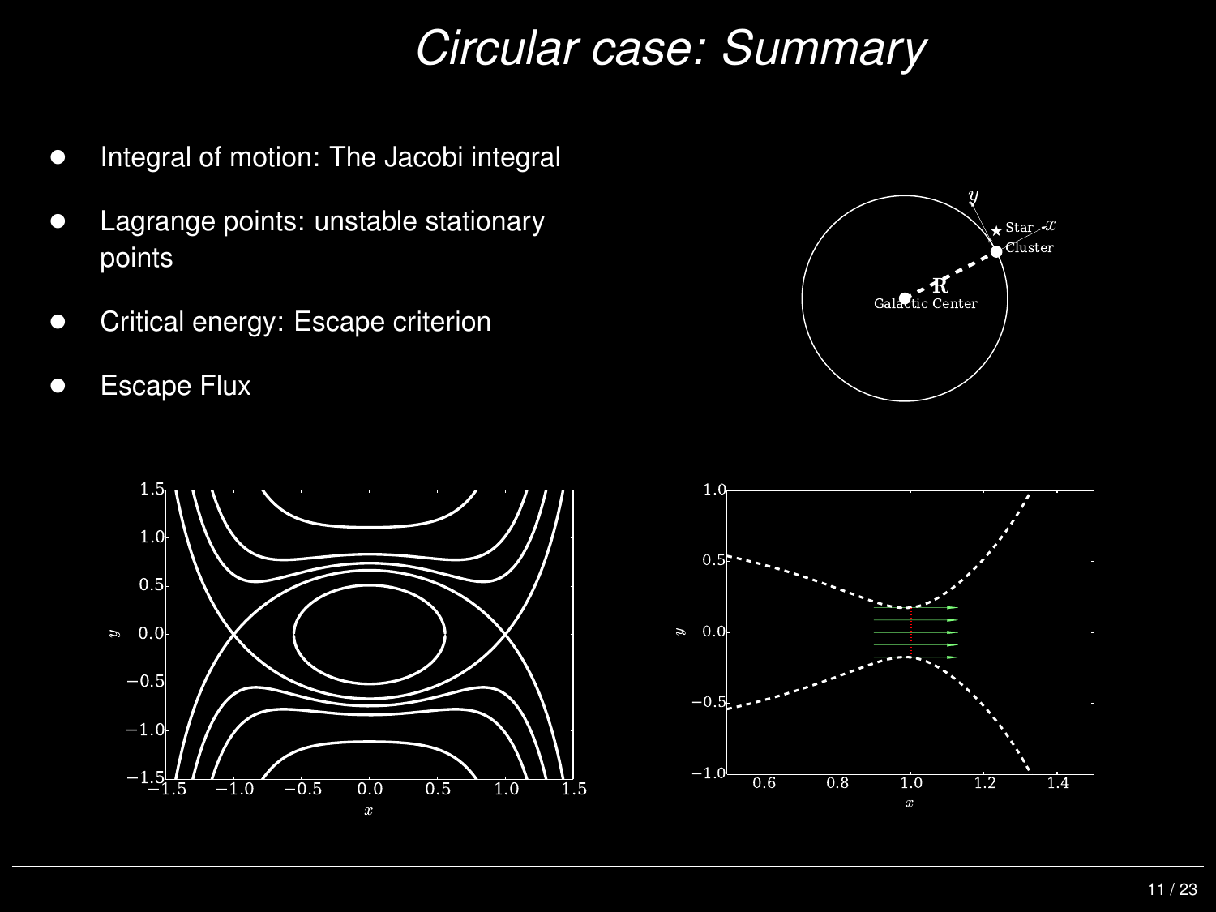# Circular case: Summary

- Integral of motion: The Jacobi integral
- Lagrange points: unstable stationary points
- Critical energy: Escape criterion
- Escape Flux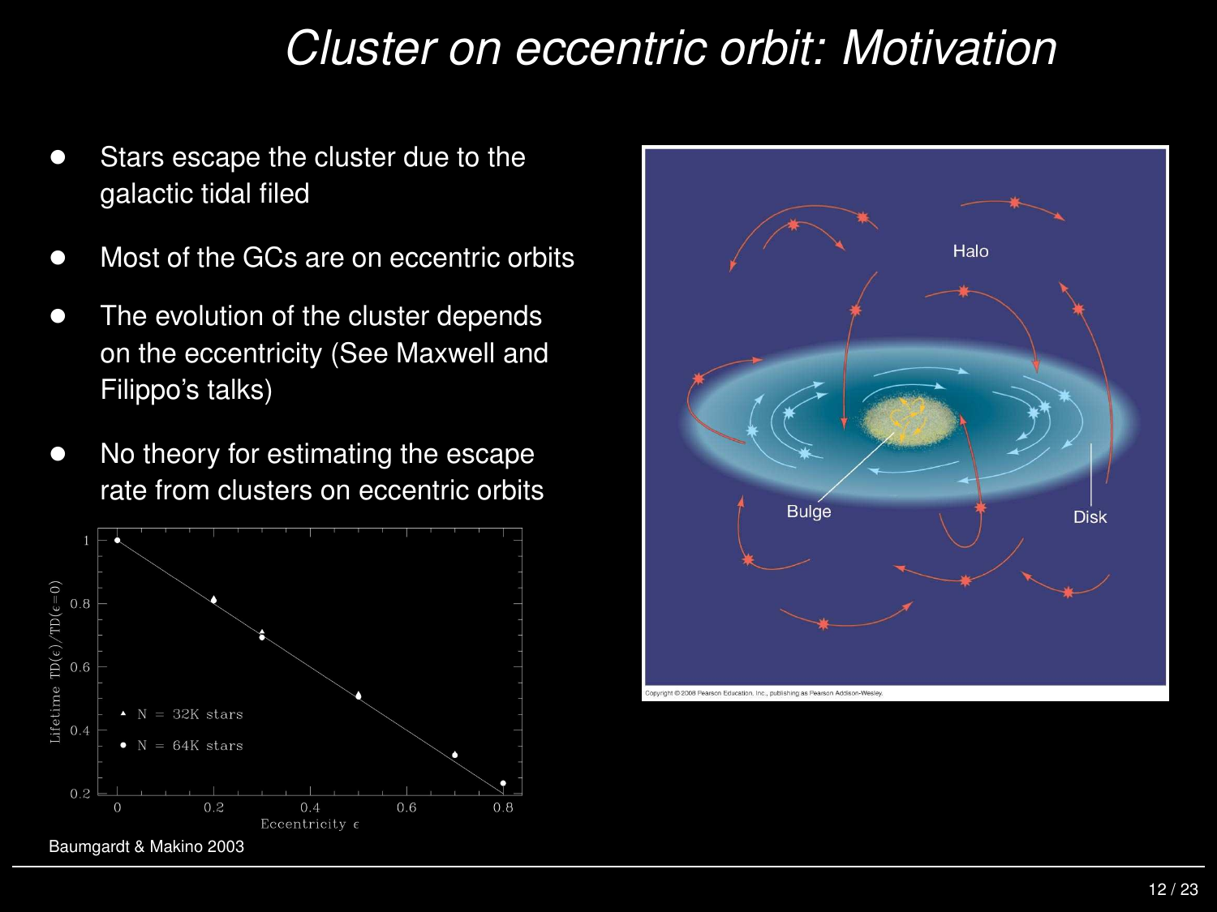# Cluster on eccentric orbit: Motivation

- Stars escape the cluster due to the galactic tidal filed
- Most of the GCs are on eccentric orbits
- The evolution of the cluster depends on the eccentricity (See Maxwell and Filippo's talks)
- No theory for estimating the escape rate from clusters on eccentric orbits

Baumgardt & Makino 2003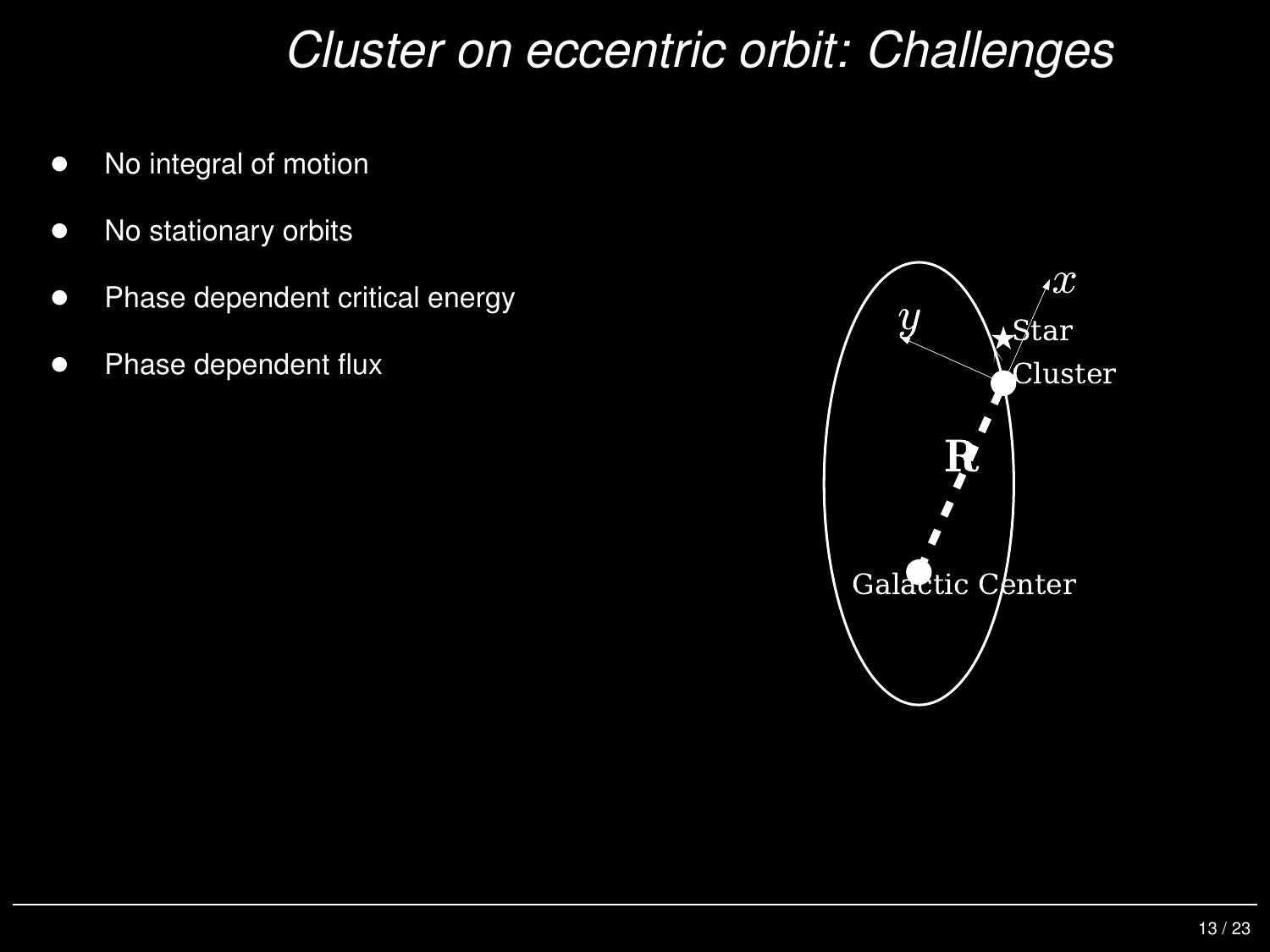# *Cluster on eccentric orbit: Challenges*

- No integral of motion
- No stationary orbits
- Phase dependent critical energy
- Phase dependent flux

$x$

$y$

Star

Cluster

$\mathbf{R}$

Galactic Center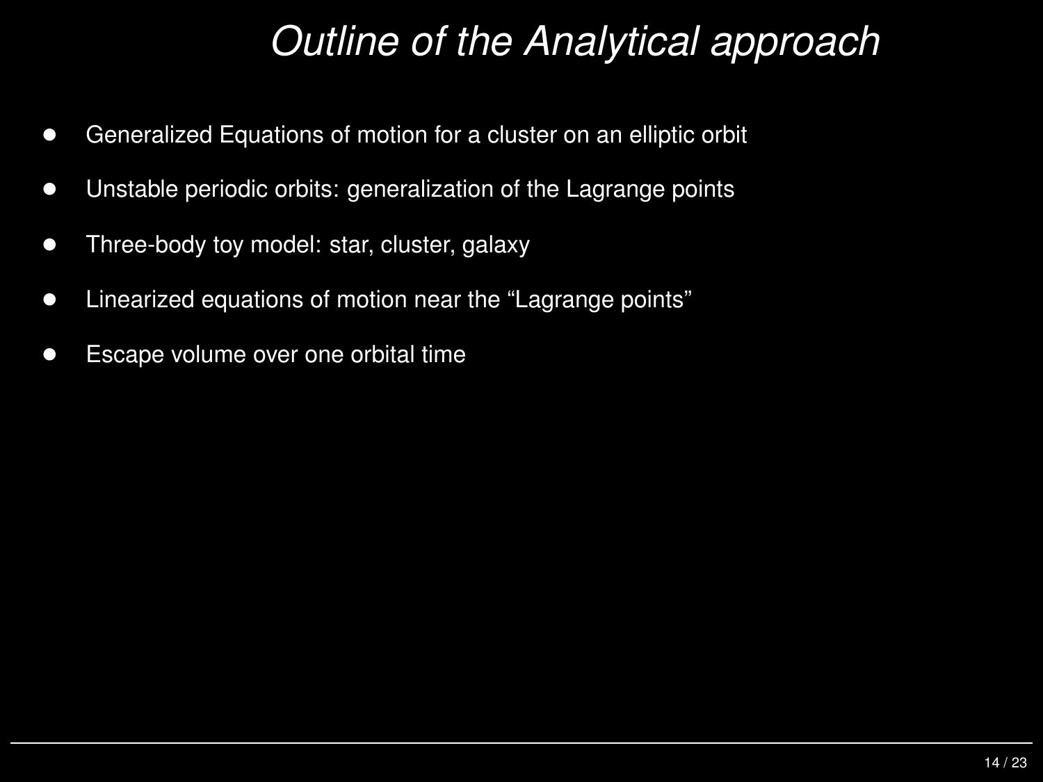# *Outline of the Analytical approach*

- Generalized Equations of motion for a cluster on an elliptic orbit
- Unstable periodic orbits: generalization of the Lagrange points
- Three-body toy model: star, cluster, galaxy
- Linearized equations of motion near the “Lagrange points”
- Escape volume over one orbital time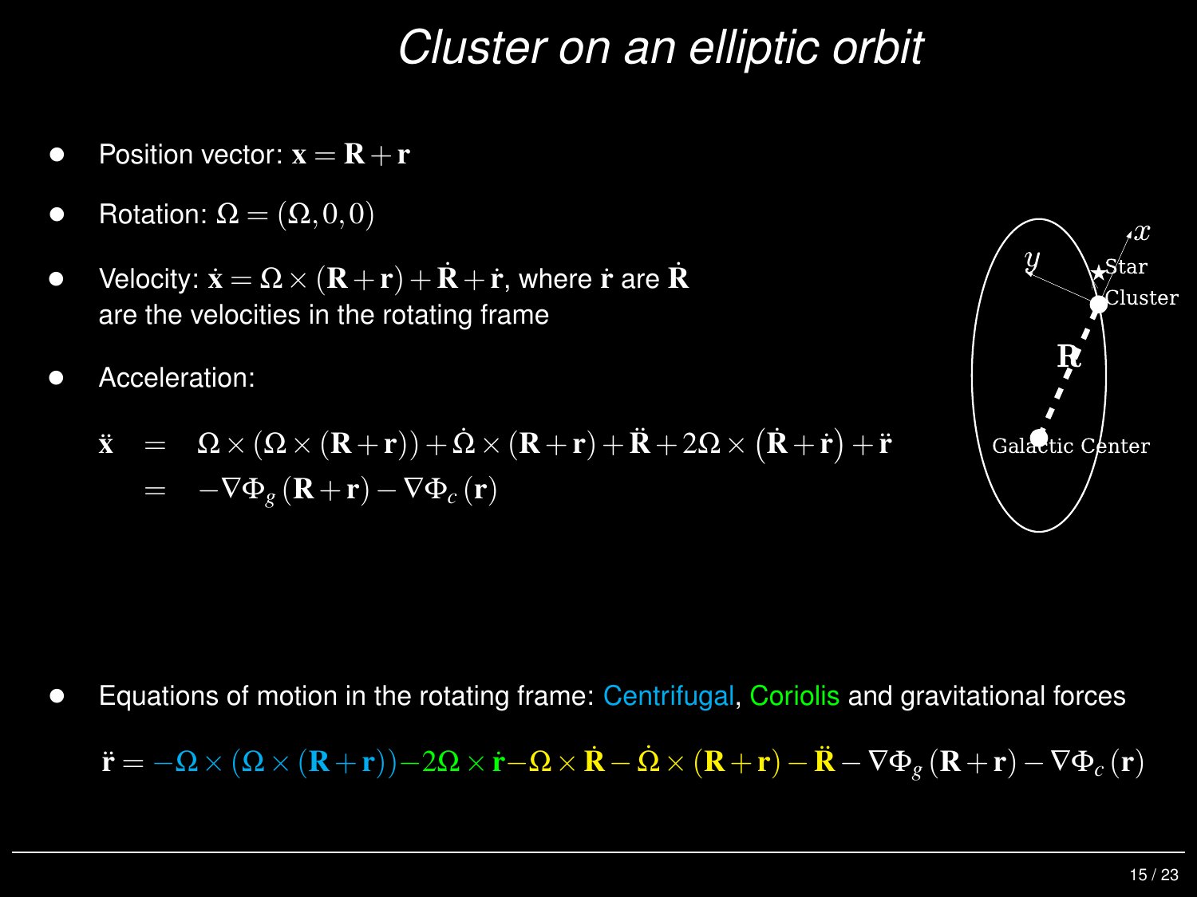# *Cluster on an elliptic orbit*

- Position vector: $\mathbf{x} = \mathbf{R} + \mathbf{r}$
- Rotation: $\Omega = (\Omega, 0, 0)$
- Velocity: $\dot{\mathbf{x}} = \Omega \times (\mathbf{R} + \mathbf{r}) + \dot{\mathbf{R}} + \dot{\mathbf{r}}$, where $\dot{\mathbf{r}}$ are $\dot{\mathbf{R}}$ are the velocities in the rotating frame
- Acceleration:

$$
\begin{aligned}
\ddot{\mathbf{x}} &= \Omega \times (\Omega \times (\mathbf{R} + \mathbf{r})) + \dot{\Omega} \times (\mathbf{R} + \mathbf{r}) + \ddot{\mathbf{R}} + 2\Omega \times \left(\dot{\mathbf{R}} + \dot{\mathbf{r}}\right) + \ddot{\mathbf{r}} \\
&= -\nabla \Phi_g (\mathbf{R} + \mathbf{r}) - \nabla \Phi_c (\mathbf{r})
\end{aligned}
$$

- Equations of motion in the rotating frame: Centrifugal, Coriolis and gravitational forces

$$
\ddot{\mathbf{r}} = -\Omega \times (\Omega \times (\mathbf{R} + \mathbf{r})) - 2\Omega \times \dot{\mathbf{r}} - \Omega \times \dot{\mathbf{R}} - \dot{\Omega} \times (\mathbf{R} + \mathbf{r}) - \ddot{\mathbf{R}} - \nabla \Phi_g (\mathbf{R} + \mathbf{r}) - \nabla \Phi_c (\mathbf{r})
$$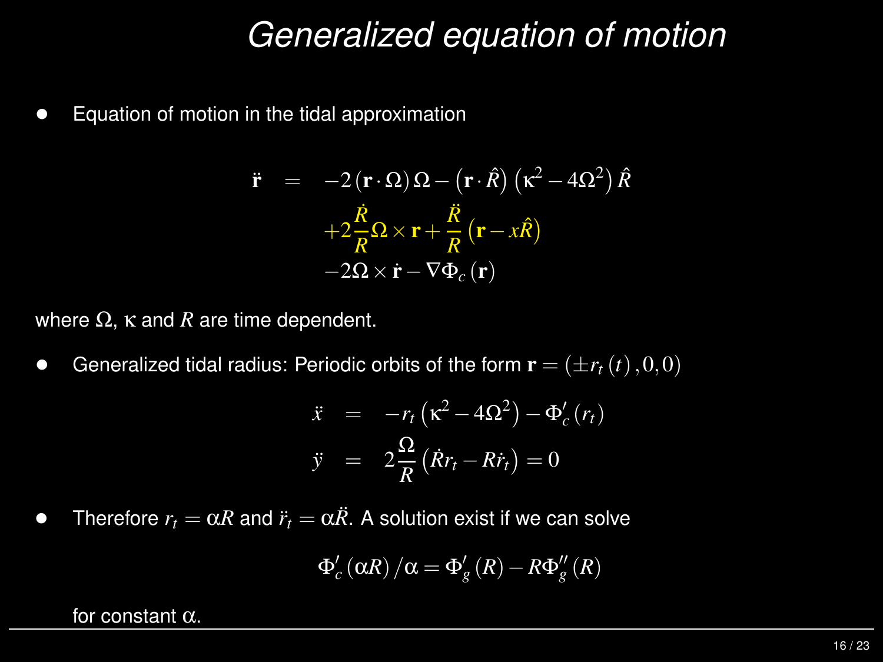# Generalized equation of motion

- Equation of motion in the tidal approximation

$$
\begin{aligned}
\ddot{\mathbf{r}} &= -2\left(\mathbf{r}\cdot\Omega\right)\Omega - \left(\mathbf{r}\cdot\hat{R}\right)\left(\kappa^2 - 4\Omega^2\right)\hat{R} \\
&\quad +2\frac{\dot{R}}{R}\Omega\times\mathbf{r} + \frac{\ddot{R}}{R}\left(\mathbf{r} - x\hat{R}\right) \\
&\quad -2\Omega\times\dot{\mathbf{r}} - \nabla\Phi_c\left(\mathbf{r}\right)
\end{aligned}
$$

where $\Omega$, $\kappa$ and $R$ are time dependent.

- Generalized tidal radius: Periodic orbits of the form $\mathbf{r} = \left(\pm r_t\left(t\right), 0, 0\right)$

$$
\begin{aligned}
\ddot{x} &= -r_t\left(\kappa^2 - 4\Omega^2\right) - \Phi_c'\left(r_t\right) \\
\ddot{y} &= 2\frac{\Omega}{R}\left(\dot{R}r_t - R\dot{r}_t\right) = 0
\end{aligned}
$$

- Therefore $r_t = \alpha R$ and $\ddot{r}_t = \alpha\ddot{R}$. A solution exist if we can solve

$$
\Phi_c'\left(\alpha R\right)/\alpha = \Phi_g'\left(R\right) - R\Phi_g''\left(R\right)
$$

for constant $\alpha$.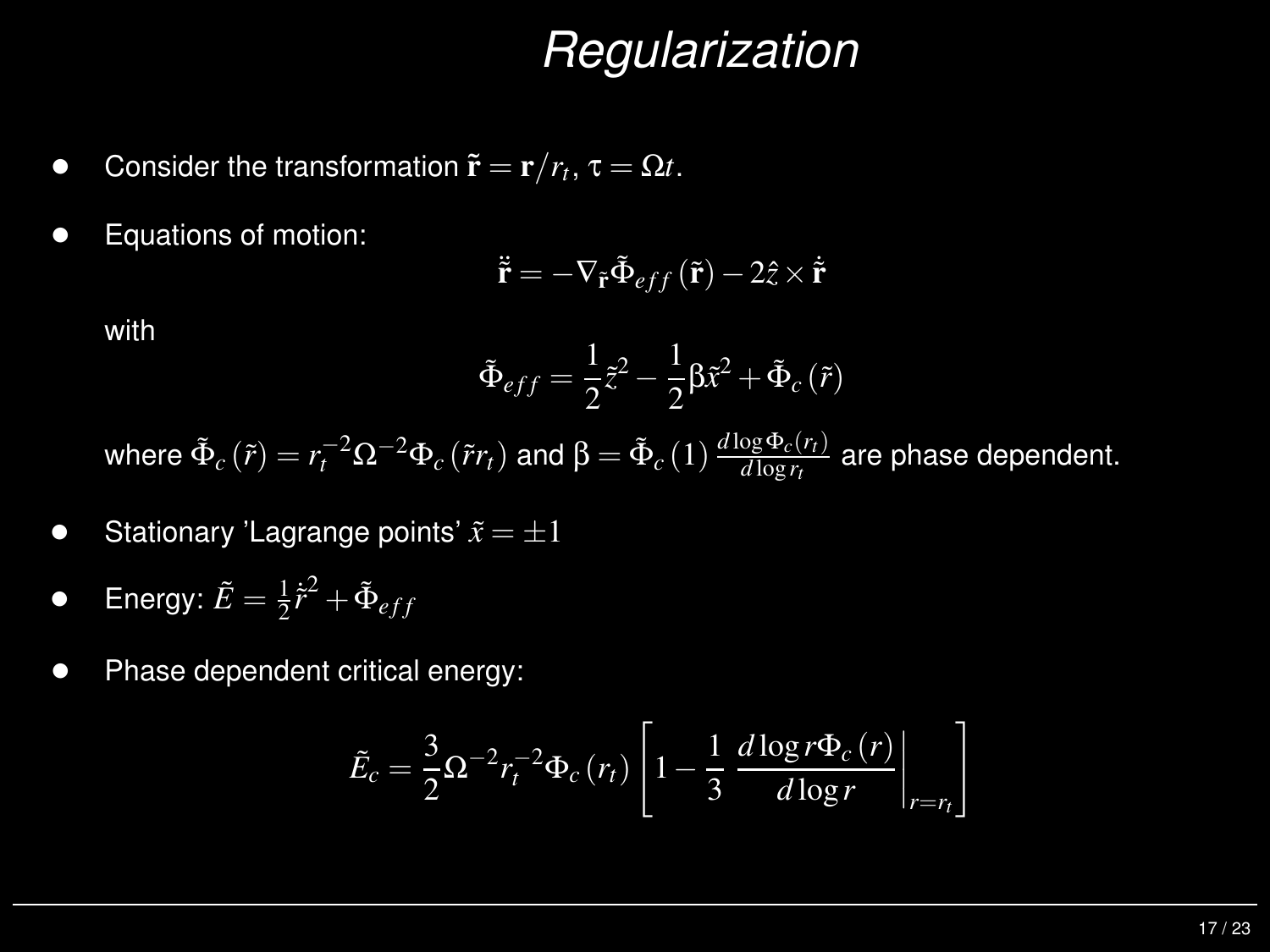# Regularization

- Consider the transformation $\tilde{\mathbf{r}} = \mathbf{r}/r_t$, $\tau = \Omega t$.
- Equations of motion:

$$\ddot{\tilde{\mathbf{r}}} = -\nabla_{\tilde{\mathbf{r}}} \tilde{\Phi}_{eff}(\tilde{\mathbf{r}}) - 2\hat{z} \times \dot{\tilde{\mathbf{r}}}$$

with

$$\tilde{\Phi}_{eff} = \frac{1}{2}\tilde{z}^2 - \frac{1}{2}\beta\tilde{x}^2 + \tilde{\Phi}_c(\tilde{r})$$

where $\tilde{\Phi}_c(\tilde{r}) = r_t^{-2}\Omega^{-2}\Phi_c(\tilde{r}r_t)$ and $\beta = \tilde{\Phi}_c(1)\frac{d\log\Phi_c(r_t)}{d\log r_t}$ are phase dependent.

- Stationary 'Lagrange points' $\tilde{x} = \pm 1$
- Energy: $\tilde{E} = \frac{1}{2}\dot{\tilde{r}}^2 + \tilde{\Phi}_{eff}$
- Phase dependent critical energy:

$$\tilde{E}_c = \frac{3}{2}\Omega^{-2}r_t^{-2}\Phi_c(r_t)\left[1 - \frac{1}{3}\left.\frac{d\log r\Phi_c(r)}{d\log r}\right|_{r=r_t}\right]$$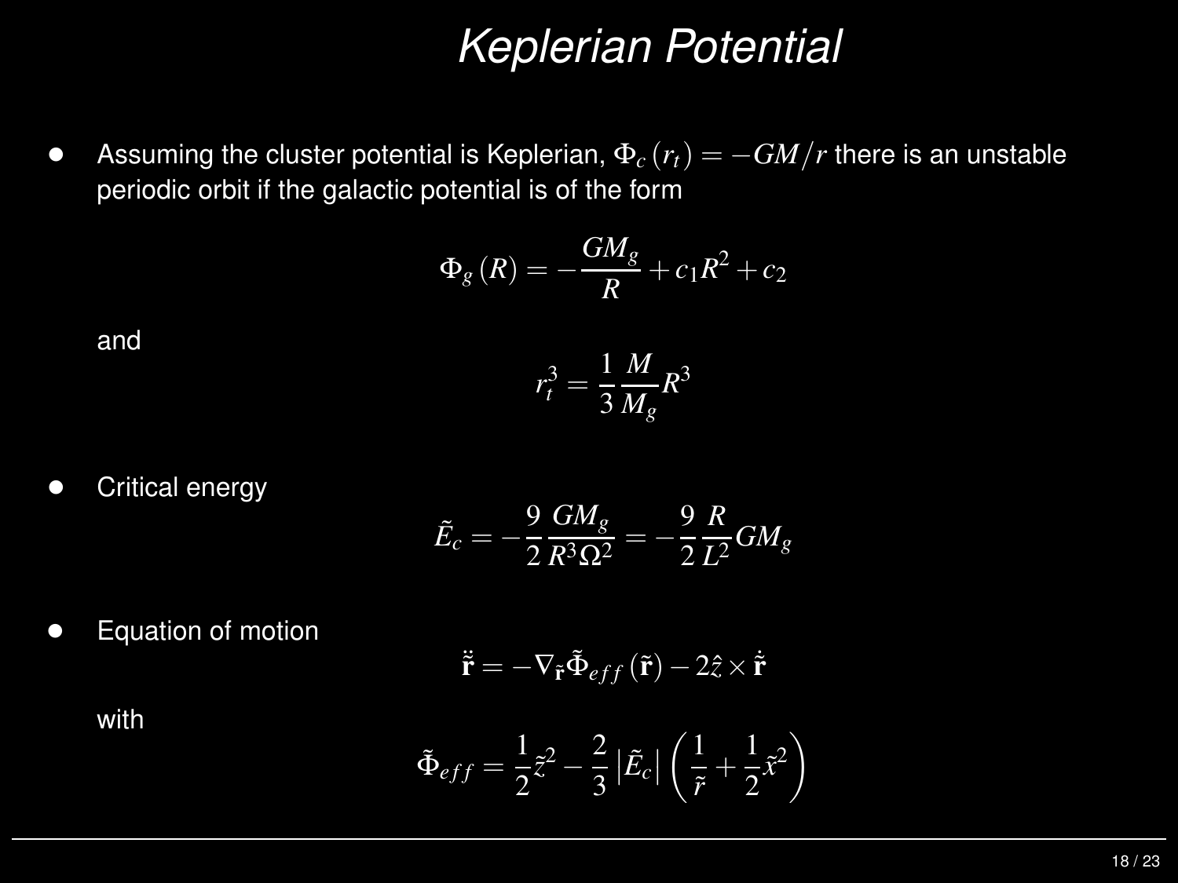# *Keplerian Potential*

- Assuming the cluster potential is Keplerian, $\Phi_c(r_t) = -GM/r$ there is an unstable periodic orbit if the galactic potential is of the form

$$\Phi_g(R) = -\frac{GM_g}{R} + c_1 R^2 + c_2$$

and

$$r_t^3 = \frac{1}{3}\frac{M}{M_g}R^3$$

- Critical energy

$$\tilde{E}_c = -\frac{9}{2}\frac{GM_g}{R^3\Omega^2} = -\frac{9}{2}\frac{R}{L^2}GM_g$$

- Equation of motion

$$\ddot{\tilde{\mathbf{r}}} = -\nabla_{\tilde{\mathbf{r}}}\tilde{\Phi}_{eff}(\tilde{\mathbf{r}}) - 2\hat{z}\times\dot{\tilde{\mathbf{r}}}$$

with

$$\tilde{\Phi}_{eff} = \frac{1}{2}\tilde{z}^2 - \frac{2}{3}\left|\tilde{E}_c\right|\left(\frac{1}{\tilde{r}} + \frac{1}{2}\tilde{x}^2\right)$$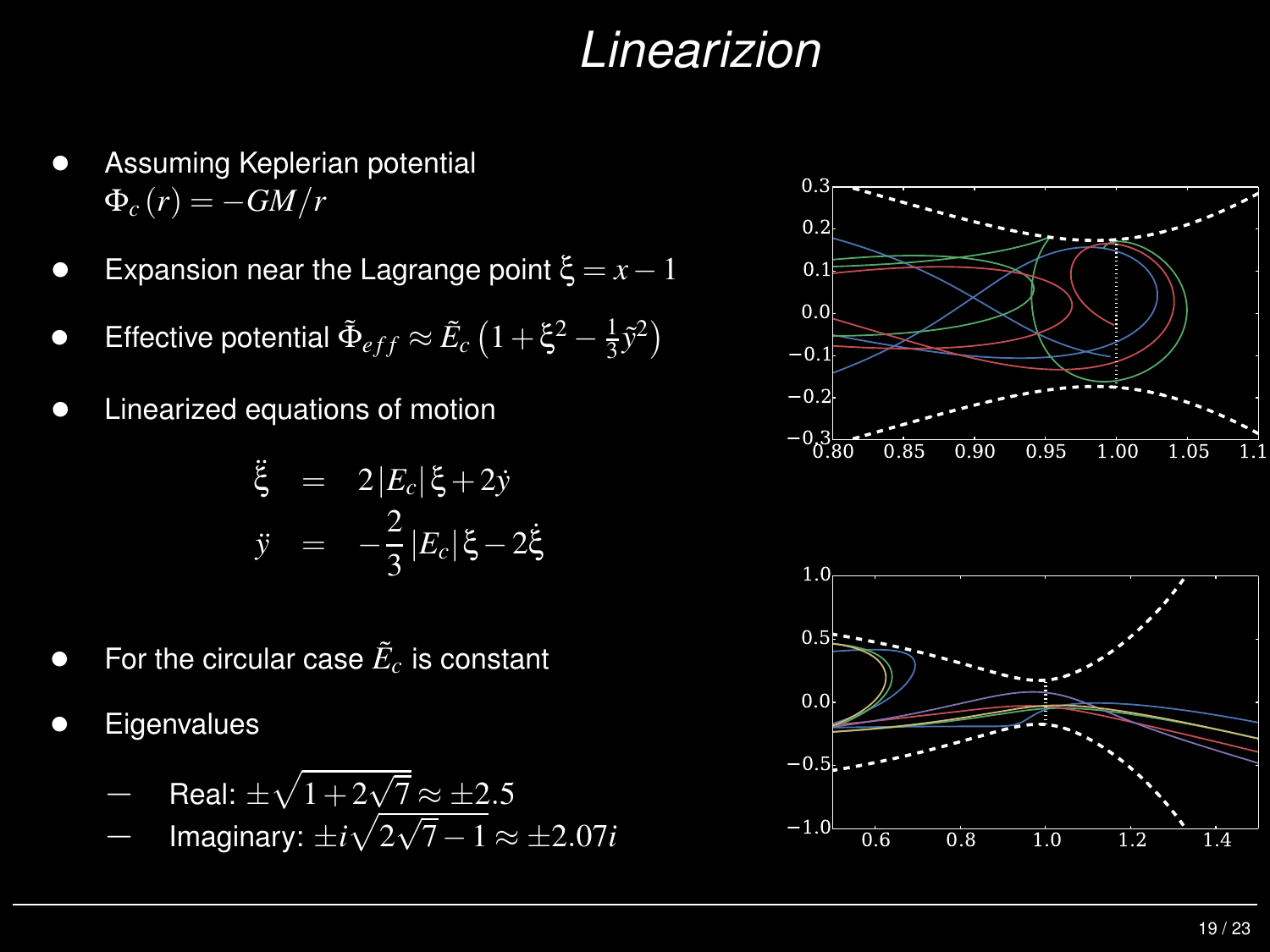# Linearizion

- Assuming Keplerian potential $\Phi_c(r) = -GM/r$
- Expansion near the Lagrange point $\xi = x - 1$
- Effective potential $\tilde{\Phi}_{eff} \approx \tilde{E}_c \left(1 + \xi^2 - \frac{1}{3}\tilde{y}^2\right)$
- Linearized equations of motion

$$
\begin{aligned}
\ddot{\xi} &= 2|E_c|\xi + 2\dot{y} \\
\ddot{y} &= -\frac{2}{3}|E_c|\xi - 2\dot{\xi}
\end{aligned}
$$

- For the circular case $\tilde{E}_c$ is constant
- Eigenvalues
  - Real: $\pm\sqrt{1+2\sqrt{7}} \approx \pm 2.5$
  - Imaginary: $\pm i\sqrt{2\sqrt{7}-1} \approx \pm 2.07i$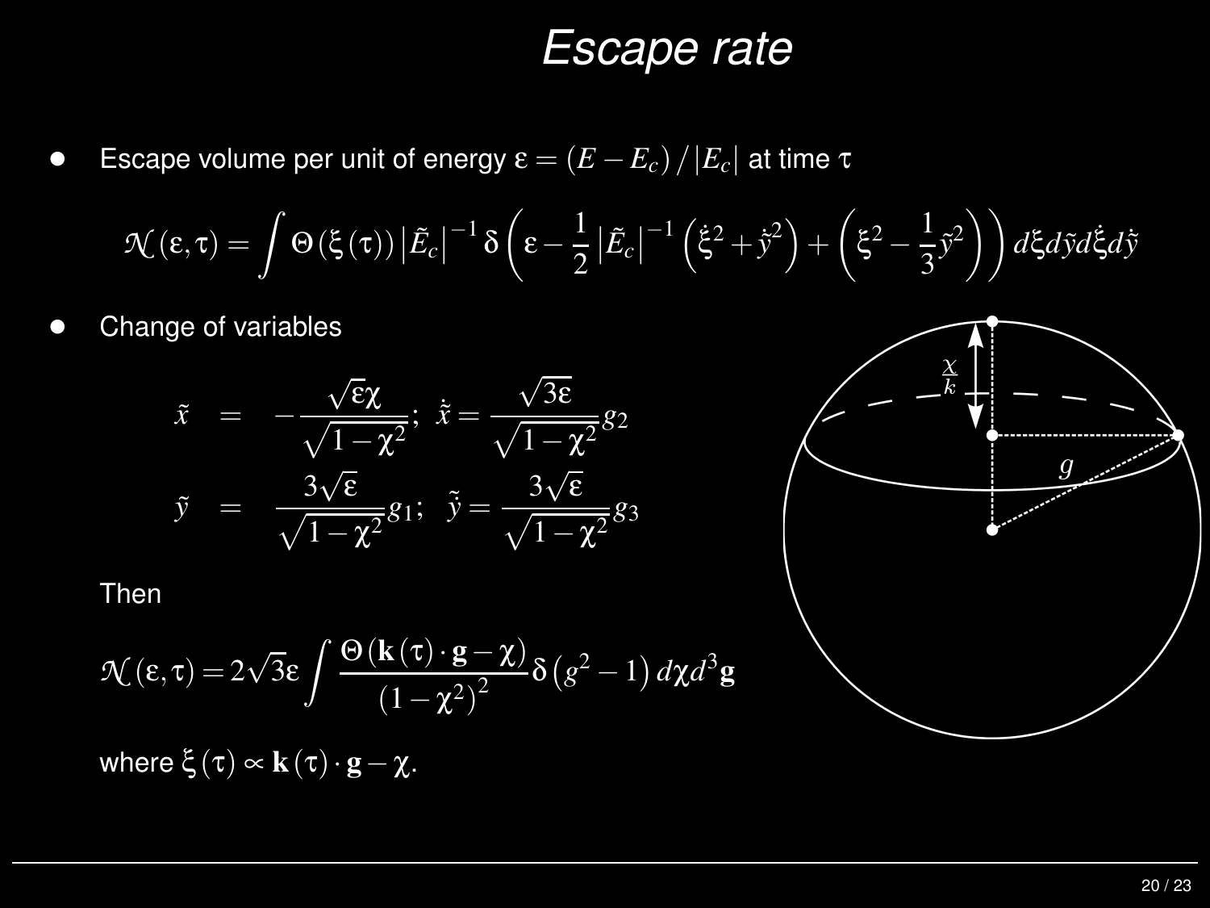# Escape rate

- Escape volume per unit of energy $\varepsilon = (E - E_c)/|E_c|$ at time $\tau$

$$\mathcal{N}(\varepsilon,\tau) = \int \Theta(\xi(\tau)) \left|\tilde{E}_c\right|^{-1} \delta\left(\varepsilon - \frac{1}{2}\left|\tilde{E}_c\right|^{-1}\left(\dot{\xi}^2 + \dot{\tilde{y}}^2\right) + \left(\xi^2 - \frac{1}{3}\tilde{y}^2\right)\right) d\xi d\tilde{y} d\dot{\xi} d\dot{\tilde{y}}$$

- Change of variables

$$\tilde{x} = -\frac{\sqrt{\varepsilon}\chi}{\sqrt{1-\chi^2}}; \quad \dot{\tilde{x}} = \frac{\sqrt{3\varepsilon}}{\sqrt{1-\chi^2}} g_2$$

$$\tilde{y} = \frac{3\sqrt{\varepsilon}}{\sqrt{1-\chi^2}} g_1; \quad \dot{\tilde{y}} = \frac{3\sqrt{\varepsilon}}{\sqrt{1-\chi^2}} g_3$$

Then

$$\mathcal{N}(\varepsilon,\tau) = 2\sqrt{3}\varepsilon \int \frac{\Theta(\mathbf{k}(\tau)\cdot\mathbf{g} - \chi)}{\left(1-\chi^2\right)^2} \delta\left(g^2 - 1\right) d\chi d^3\mathbf{g}$$

where $\xi(\tau) \propto \mathbf{k}(\tau)\cdot\mathbf{g} - \chi$.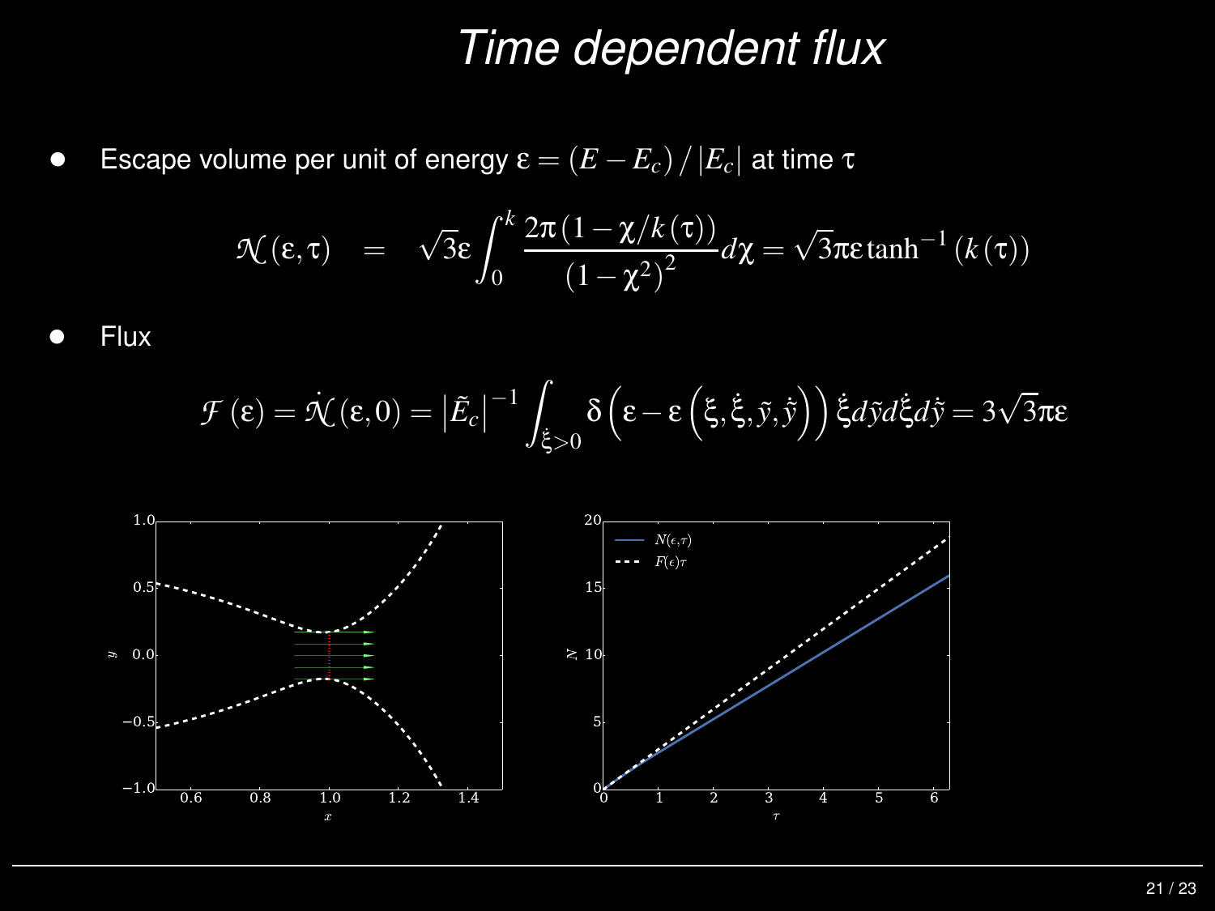# Time dependent flux

- Escape volume per unit of energy $\varepsilon = (E - E_c)/|E_c|$ at time $\tau$

$$\mathcal{N}(\varepsilon,\tau) \quad = \quad \sqrt{3}\varepsilon \int_0^k \frac{2\pi\left(1-\chi/k(\tau)\right)}{\left(1-\chi^2\right)^2} d\chi = \sqrt{3}\pi\varepsilon \tanh^{-1}\left(k(\tau)\right)$$

- Flux

$$\mathcal{F}(\varepsilon) = \dot{\mathcal{N}}(\varepsilon, 0) = \left|\tilde{E}_c\right|^{-1} \int_{\dot{\xi}>0} \delta\left(\varepsilon - \varepsilon\left(\xi, \dot{\xi}, \tilde{y}, \dot{\tilde{y}}\right)\right) \dot{\xi} d\tilde{y} d\dot{\xi} d\dot{\tilde{y}} = 3\sqrt{3}\pi\varepsilon$$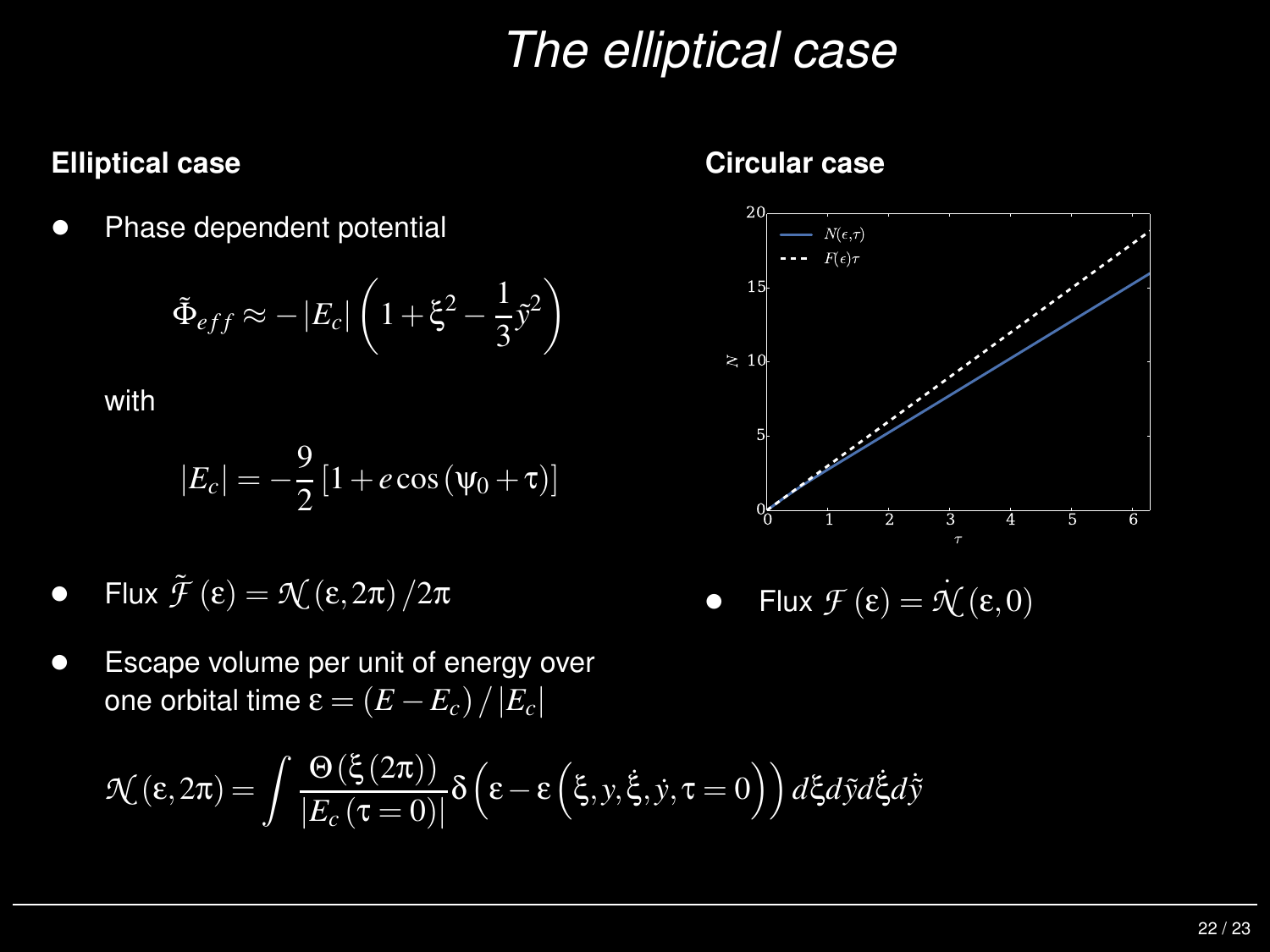# The elliptical case

## Elliptical case

- Phase dependent potential

$$\tilde{\Phi}_{eff} \approx -|E_c|\left(1+\xi^2-\frac{1}{3}\tilde{y}^2\right)$$

with

$$|E_c| = -\frac{9}{2}\left[1+e\cos\left(\psi_0+\tau\right)\right]$$

- Flux $\tilde{\mathcal{F}}(\varepsilon) = \mathcal{N}(\varepsilon, 2\pi)/2\pi$
- Escape volume per unit of energy over one orbital time $\varepsilon = (E - E_c)/|E_c|$

## Circular case

- Flux $\mathcal{F}(\varepsilon) = \dot{\mathcal{N}}(\varepsilon, 0)$

$$\mathcal{N}(\varepsilon, 2\pi) = \int \frac{\Theta\left(\xi\left(2\pi\right)\right)}{|E_c\left(\tau=0\right)|}\delta\left(\varepsilon-\varepsilon\left(\xi, y, \dot{\xi}, \dot{y}, \tau=0\right)\right) d\xi d\tilde{y} d\dot{\xi} d\dot{\tilde{y}}$$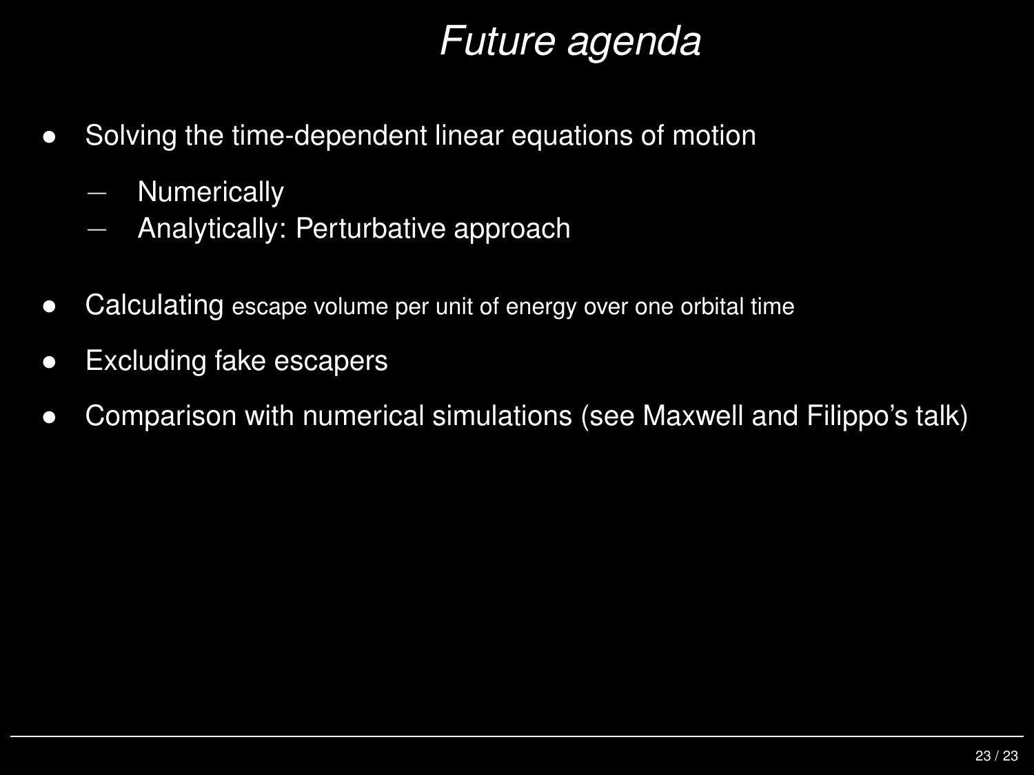# *Future agenda*

- Solving the time-dependent linear equations of motion
  - Numerically
  - Analytically: Perturbative approach
- Calculating escape volume per unit of energy over one orbital time
- Excluding fake escapers
- Comparison with numerical simulations (see Maxwell and Filippo's talk)